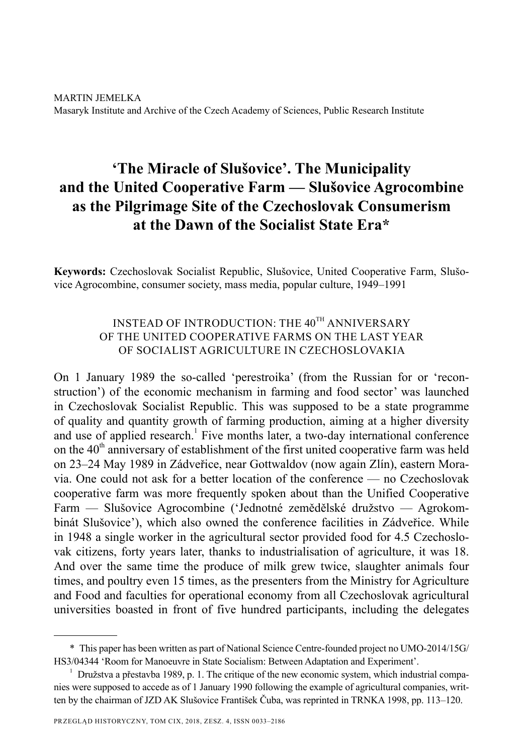MARTIN JEMELKA
Masaryk Institute and Archive of the Czech Academy of Sciences, Public Research Institute

# 'The Miracle of Slušovice'. The Municipality and the United Cooperative Farm — Slušovice Agrocombine as the Pilgrimage Site of the Czechoslovak Consumerism at the Dawn of the Socialist State Era*

**Keywords:** Czechoslovak Socialist Republic, Slušovice, United Cooperative Farm, Slušovice Agrocombine, consumer society, mass media, popular culture, 1949–1991

## INSTEAD OF INTRODUCTION: THE 40TH ANNIVERSARY OF THE UNITED COOPERATIVE FARMS ON THE LAST YEAR OF SOCIALIST AGRICULTURE IN CZECHOSLOVAKIA

On 1 January 1989 the so-called 'perestroika' (from the Russian for or 'reconstruction') of the economic mechanism in farming and food sector' was launched in Czechoslovak Socialist Republic. This was supposed to be a state programme of quality and quantity growth of farming production, aiming at a higher diversity and use of applied research.[1] Five months later, a two-day international conference on the 40th anniversary of establishment of the first united cooperative farm was held on 23–24 May 1989 in Zádveřice, near Gottwaldov (now again Zlín), eastern Moravia. One could not ask for a better location of the conference — no Czechoslovak cooperative farm was more frequently spoken about than the Unified Cooperative Farm — Slušovice Agrocombine ('Jednotné zemědělské družstvo — Agrokombinát Slušovice'), which also owned the conference facilities in Zádveřice. While in 1948 a single worker in the agricultural sector provided food for 4.5 Czechoslovak citizens, forty years later, thanks to industrialisation of agriculture, it was 18. And over the same time the produce of milk grew twice, slaughter animals four times, and poultry even 15 times, as the presenters from the Ministry for Agriculture and Food and faculties for operational economy from all Czechoslovak agricultural universities boasted in front of five hundred participants, including the delegates

---

\* This paper has been written as part of National Science Centre-founded project no UMO-2014/15G/HS3/04344 'Room for Manoeuvre in State Socialism: Between Adaptation and Experiment'.

[1] Družstva a přestavba 1989, p. 1. The critique of the new economic system, which industrial companies were supposed to accede as of 1 January 1990 following the example of agricultural companies, written by the chairman of JZD AK Slušovice František Čuba, was reprinted in TRNKA 1998, pp. 113–120.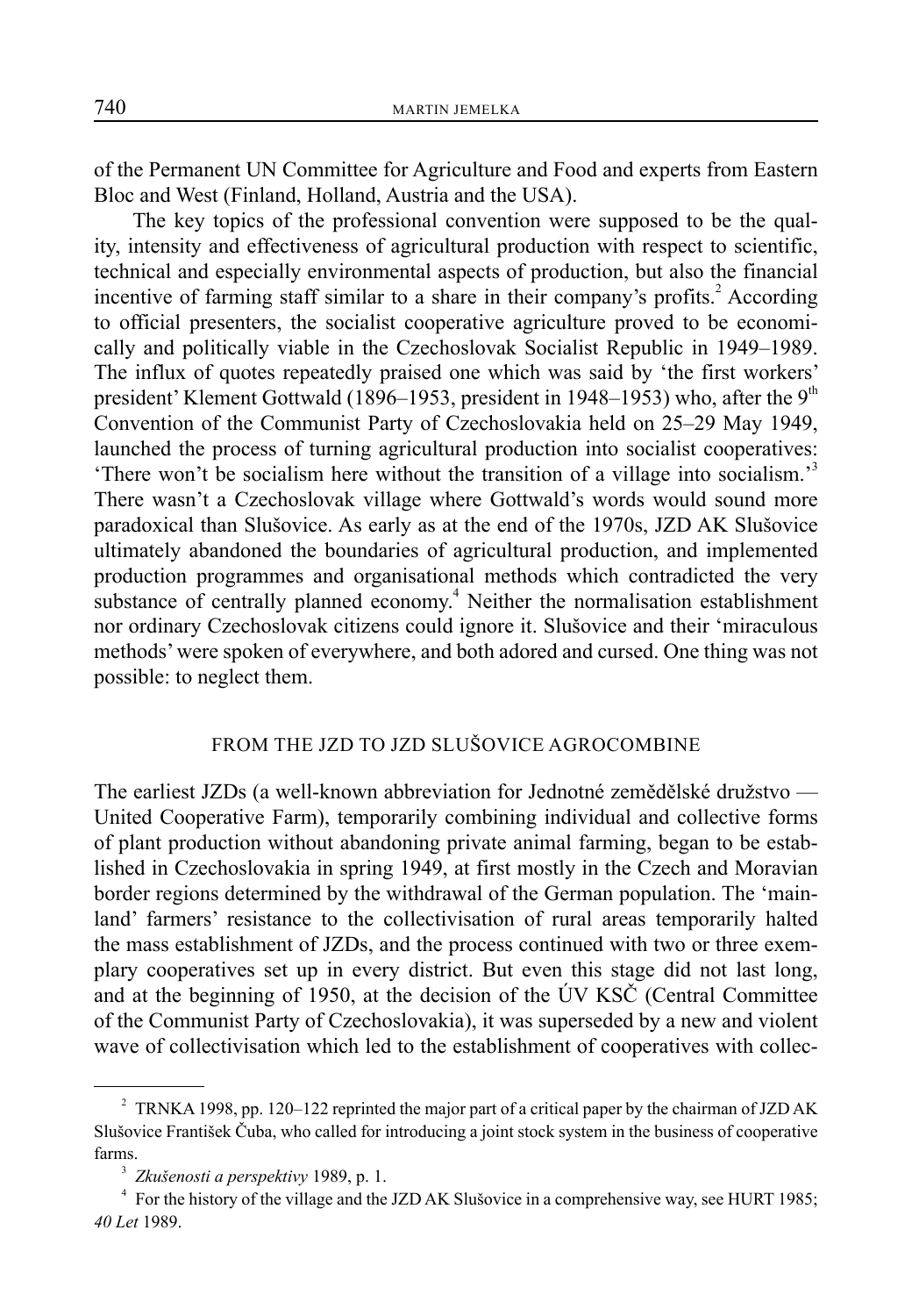of the Permanent UN Committee for Agriculture and Food and experts from Eastern Bloc and West (Finland, Holland, Austria and the USA).

The key topics of the professional convention were supposed to be the quality, intensity and effectiveness of agricultural production with respect to scientific, technical and especially environmental aspects of production, but also the financial incentive of farming staff similar to a share in their company's profits.[2] According to official presenters, the socialist cooperative agriculture proved to be economically and politically viable in the Czechoslovak Socialist Republic in 1949–1989. The influx of quotes repeatedly praised one which was said by 'the first workers' president' Klement Gottwald (1896–1953, president in 1948–1953) who, after the 9th Convention of the Communist Party of Czechoslovakia held on 25–29 May 1949, launched the process of turning agricultural production into socialist cooperatives: 'There won't be socialism here without the transition of a village into socialism.'[3] There wasn't a Czechoslovak village where Gottwald's words would sound more paradoxical than Slušovice. As early as at the end of the 1970s, JZD AK Slušovice ultimately abandoned the boundaries of agricultural production, and implemented production programmes and organisational methods which contradicted the very substance of centrally planned economy.[4] Neither the normalisation establishment nor ordinary Czechoslovak citizens could ignore it. Slušovice and their 'miraculous methods' were spoken of everywhere, and both adored and cursed. One thing was not possible: to neglect them.

## FROM THE JZD TO JZD SLUŠOVICE AGROCOMBINE

The earliest JZDs (a well-known abbreviation for Jednotné zemědělské družstvo — United Cooperative Farm), temporarily combining individual and collective forms of plant production without abandoning private animal farming, began to be established in Czechoslovakia in spring 1949, at first mostly in the Czech and Moravian border regions determined by the withdrawal of the German population. The 'mainland' farmers' resistance to the collectivisation of rural areas temporarily halted the mass establishment of JZDs, and the process continued with two or three exemplary cooperatives set up in every district. But even this stage did not last long, and at the beginning of 1950, at the decision of the ÚV KSČ (Central Committee of the Communist Party of Czechoslovakia), it was superseded by a new and violent wave of collectivisation which led to the establishment of cooperatives with collec-

---

[2] TRNKA 1998, pp. 120–122 reprinted the major part of a critical paper by the chairman of JZD AK Slušovice František Čuba, who called for introducing a joint stock system in the business of cooperative farms.

[3] *Zkušenosti a perspektivy* 1989, p. 1.

[4] For the history of the village and the JZD AK Slušovice in a comprehensive way, see HURT 1985; *40 Let* 1989.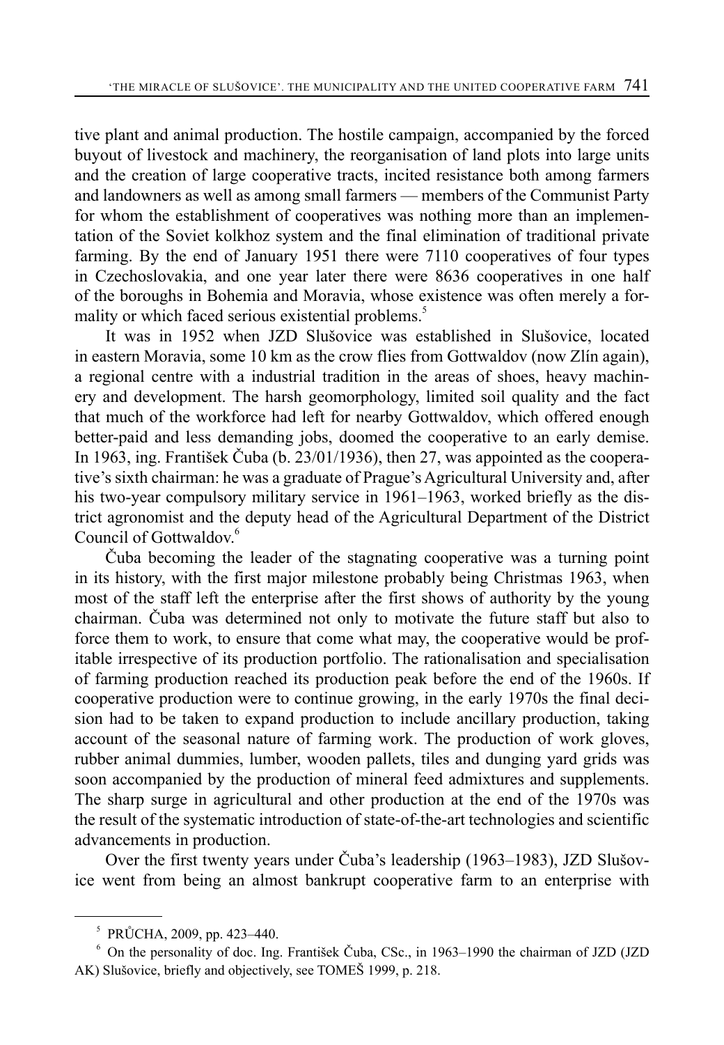tive plant and animal production. The hostile campaign, accompanied by the forced buyout of livestock and machinery, the reorganisation of land plots into large units and the creation of large cooperative tracts, incited resistance both among farmers and landowners as well as among small farmers — members of the Communist Party for whom the establishment of cooperatives was nothing more than an implementation of the Soviet kolkhoz system and the final elimination of traditional private farming. By the end of January 1951 there were 7110 cooperatives of four types in Czechoslovakia, and one year later there were 8636 cooperatives in one half of the boroughs in Bohemia and Moravia, whose existence was often merely a formality or which faced serious existential problems.[5]

It was in 1952 when JZD Slušovice was established in Slušovice, located in eastern Moravia, some 10 km as the crow flies from Gottwaldov (now Zlín again), a regional centre with a industrial tradition in the areas of shoes, heavy machinery and development. The harsh geomorphology, limited soil quality and the fact that much of the workforce had left for nearby Gottwaldov, which offered enough better-paid and less demanding jobs, doomed the cooperative to an early demise. In 1963, ing. František Čuba (b. 23/01/1936), then 27, was appointed as the cooperative's sixth chairman: he was a graduate of Prague's Agricultural University and, after his two-year compulsory military service in 1961–1963, worked briefly as the district agronomist and the deputy head of the Agricultural Department of the District Council of Gottwaldov.[6]

Čuba becoming the leader of the stagnating cooperative was a turning point in its history, with the first major milestone probably being Christmas 1963, when most of the staff left the enterprise after the first shows of authority by the young chairman. Čuba was determined not only to motivate the future staff but also to force them to work, to ensure that come what may, the cooperative would be profitable irrespective of its production portfolio. The rationalisation and specialisation of farming production reached its production peak before the end of the 1960s. If cooperative production were to continue growing, in the early 1970s the final decision had to be taken to expand production to include ancillary production, taking account of the seasonal nature of farming work. The production of work gloves, rubber animal dummies, lumber, wooden pallets, tiles and dunging yard grids was soon accompanied by the production of mineral feed admixtures and supplements. The sharp surge in agricultural and other production at the end of the 1970s was the result of the systematic introduction of state-of-the-art technologies and scientific advancements in production.

Over the first twenty years under Čuba's leadership (1963–1983), JZD Slušovice went from being an almost bankrupt cooperative farm to an enterprise with

---

[5] PRŮCHA, 2009, pp. 423–440.

[6] On the personality of doc. Ing. František Čuba, CSc., in 1963–1990 the chairman of JZD (JZD AK) Slušovice, briefly and objectively, see TOMEŠ 1999, p. 218.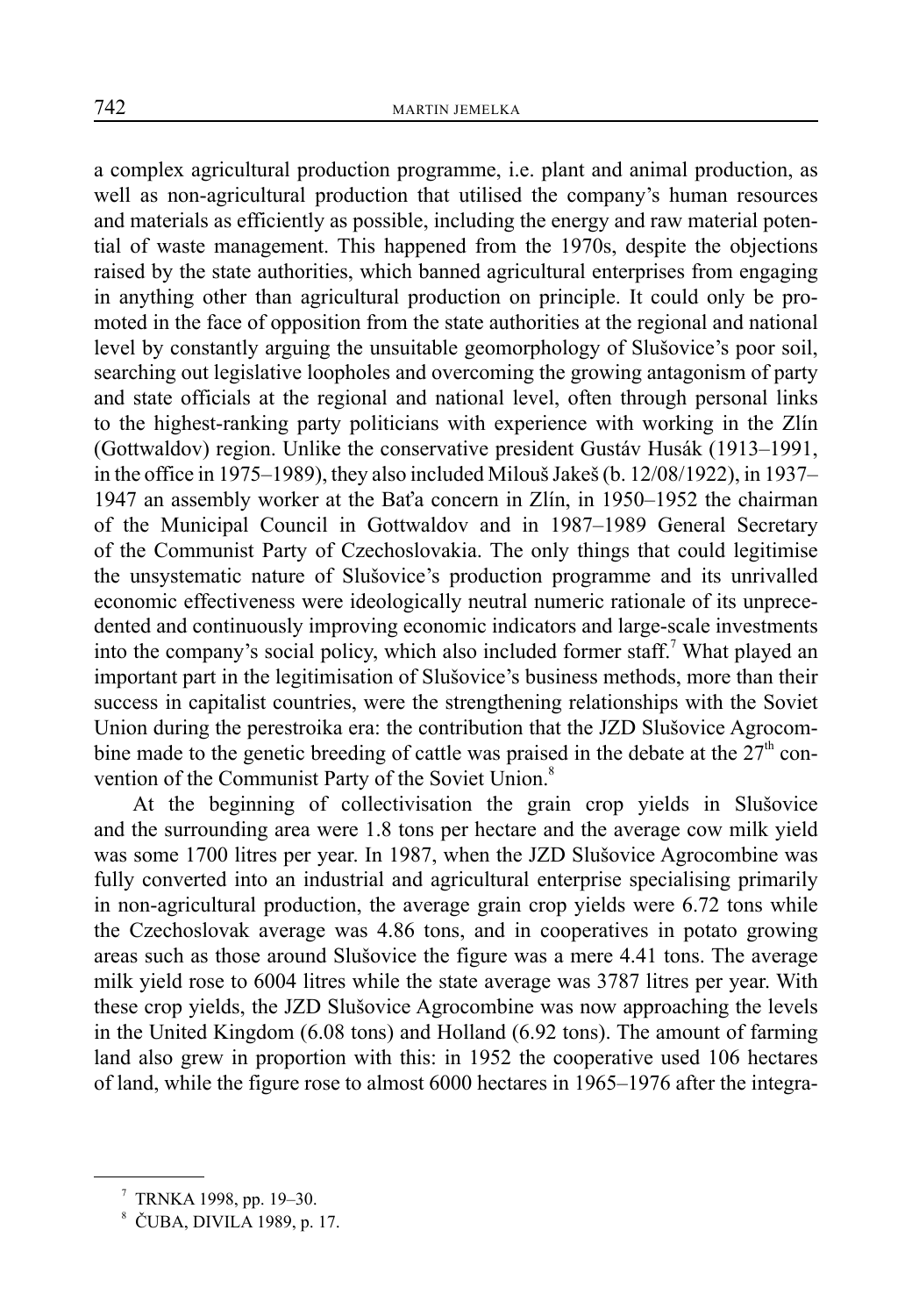a complex agricultural production programme, i.e. plant and animal production, as well as non-agricultural production that utilised the company's human resources and materials as efficiently as possible, including the energy and raw material potential of waste management. This happened from the 1970s, despite the objections raised by the state authorities, which banned agricultural enterprises from engaging in anything other than agricultural production on principle. It could only be promoted in the face of opposition from the state authorities at the regional and national level by constantly arguing the unsuitable geomorphology of Slušovice's poor soil, searching out legislative loopholes and overcoming the growing antagonism of party and state officials at the regional and national level, often through personal links to the highest-ranking party politicians with experience with working in the Zlín (Gottwaldov) region. Unlike the conservative president Gustáv Husák (1913–1991, in the office in 1975–1989), they also included Milouš Jakeš (b. 12/08/1922), in 1937–1947 an assembly worker at the Baťa concern in Zlín, in 1950–1952 the chairman of the Municipal Council in Gottwaldov and in 1987–1989 General Secretary of the Communist Party of Czechoslovakia. The only things that could legitimise the unsystematic nature of Slušovice's production programme and its unrivalled economic effectiveness were ideologically neutral numeric rationale of its unprecedented and continuously improving economic indicators and large-scale investments into the company's social policy, which also included former staff.[7] What played an important part in the legitimisation of Slušovice's business methods, more than their success in capitalist countries, were the strengthening relationships with the Soviet Union during the perestroika era: the contribution that the JZD Slušovice Agrocombine made to the genetic breeding of cattle was praised in the debate at the 27[th] convention of the Communist Party of the Soviet Union.[8]

At the beginning of collectivisation the grain crop yields in Slušovice and the surrounding area were 1.8 tons per hectare and the average cow milk yield was some 1700 litres per year. In 1987, when the JZD Slušovice Agrocombine was fully converted into an industrial and agricultural enterprise specialising primarily in non-agricultural production, the average grain crop yields were 6.72 tons while the Czechoslovak average was 4.86 tons, and in cooperatives in potato growing areas such as those around Slušovice the figure was a mere 4.41 tons. The average milk yield rose to 6004 litres while the state average was 3787 litres per year. With these crop yields, the JZD Slušovice Agrocombine was now approaching the levels in the United Kingdom (6.08 tons) and Holland (6.92 tons). The amount of farming land also grew in proportion with this: in 1952 the cooperative used 106 hectares of land, while the figure rose to almost 6000 hectares in 1965–1976 after the integra-

---

[7] TRNKA 1998, pp. 19–30.

[8] ČUBA, DIVILA 1989, p. 17.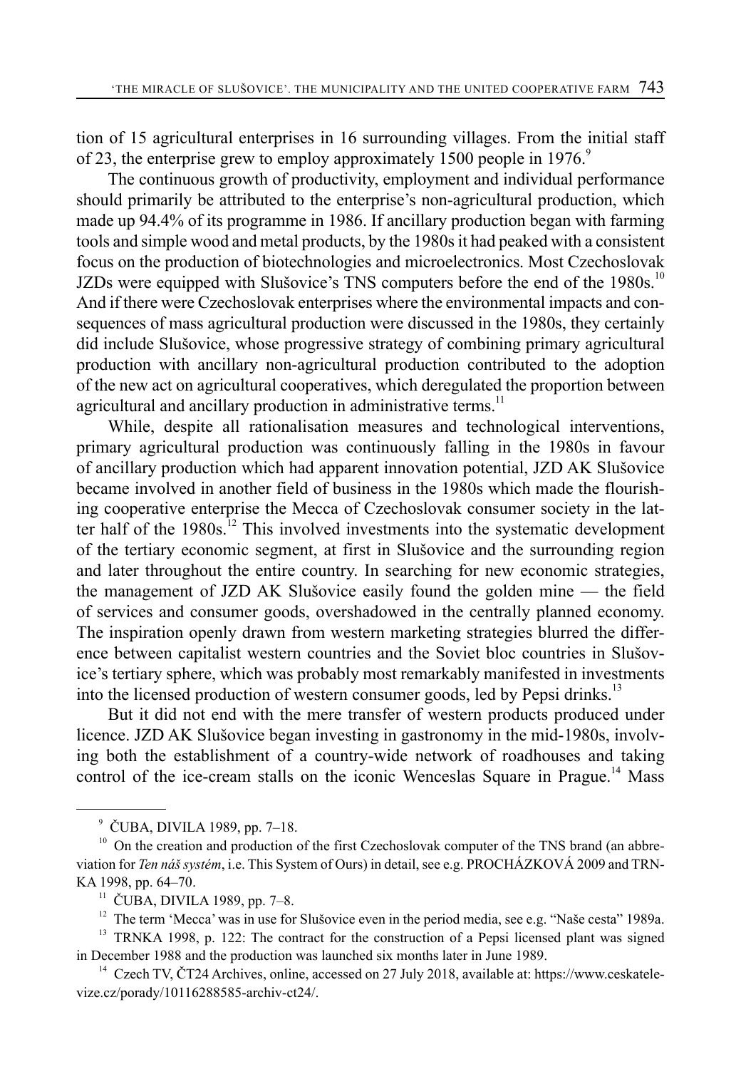tion of 15 agricultural enterprises in 16 surrounding villages. From the initial staff of 23, the enterprise grew to employ approximately 1500 people in 1976.[9]

The continuous growth of productivity, employment and individual performance should primarily be attributed to the enterprise's non-agricultural production, which made up 94.4% of its programme in 1986. If ancillary production began with farming tools and simple wood and metal products, by the 1980s it had peaked with a consistent focus on the production of biotechnologies and microelectronics. Most Czechoslovak JZDs were equipped with Slušovice's TNS computers before the end of the 1980s.[10] And if there were Czechoslovak enterprises where the environmental impacts and consequences of mass agricultural production were discussed in the 1980s, they certainly did include Slušovice, whose progressive strategy of combining primary agricultural production with ancillary non-agricultural production contributed to the adoption of the new act on agricultural cooperatives, which deregulated the proportion between agricultural and ancillary production in administrative terms.[11]

While, despite all rationalisation measures and technological interventions, primary agricultural production was continuously falling in the 1980s in favour of ancillary production which had apparent innovation potential, JZD AK Slušovice became involved in another field of business in the 1980s which made the flourishing cooperative enterprise the Mecca of Czechoslovak consumer society in the latter half of the 1980s.[12] This involved investments into the systematic development of the tertiary economic segment, at first in Slušovice and the surrounding region and later throughout the entire country. In searching for new economic strategies, the management of JZD AK Slušovice easily found the golden mine — the field of services and consumer goods, overshadowed in the centrally planned economy. The inspiration openly drawn from western marketing strategies blurred the difference between capitalist western countries and the Soviet bloc countries in Slušovice's tertiary sphere, which was probably most remarkably manifested in investments into the licensed production of western consumer goods, led by Pepsi drinks.[13]

But it did not end with the mere transfer of western products produced under licence. JZD AK Slušovice began investing in gastronomy in the mid-1980s, involving both the establishment of a country-wide network of roadhouses and taking control of the ice-cream stalls on the iconic Wenceslas Square in Prague.[14] Mass

---

[9] ČUBA, DIVILA 1989, pp. 7–18.

[10] On the creation and production of the first Czechoslovak computer of the TNS brand (an abbreviation for *Ten náš systém*, i.e. This System of Ours) in detail, see e.g. PROCHÁZKOVÁ 2009 and TRNKA 1998, pp. 64–70.

[11] ČUBA, DIVILA 1989, pp. 7–8.

[12] The term 'Mecca' was in use for Slušovice even in the period media, see e.g. "Naše cesta" 1989a.

[13] TRNKA 1998, p. 122: The contract for the construction of a Pepsi licensed plant was signed in December 1988 and the production was launched six months later in June 1989.

[14] Czech TV, ČT24 Archives, online, accessed on 27 July 2018, available at: https://www.ceskatelevize.cz/porady/10116288585-archiv-ct24/.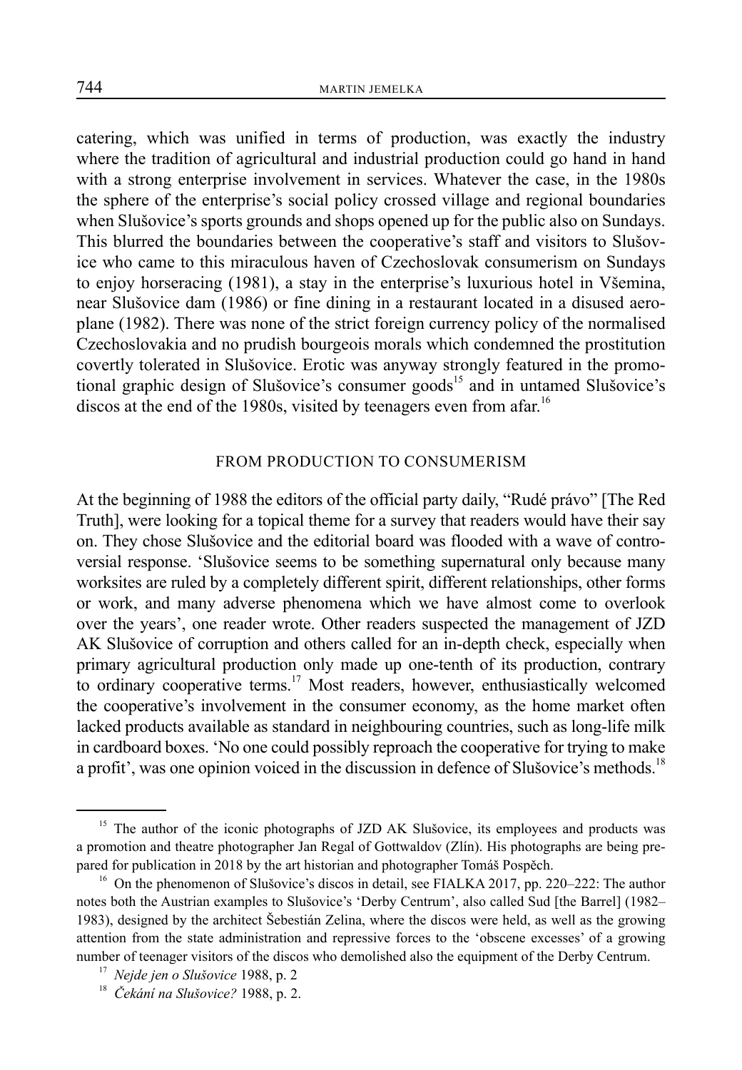catering, which was unified in terms of production, was exactly the industry where the tradition of agricultural and industrial production could go hand in hand with a strong enterprise involvement in services. Whatever the case, in the 1980s the sphere of the enterprise's social policy crossed village and regional boundaries when Slušovice's sports grounds and shops opened up for the public also on Sundays. This blurred the boundaries between the cooperative's staff and visitors to Slušovice who came to this miraculous haven of Czechoslovak consumerism on Sundays to enjoy horseracing (1981), a stay in the enterprise's luxurious hotel in Všemina, near Slušovice dam (1986) or fine dining in a restaurant located in a disused aeroplane (1982). There was none of the strict foreign currency policy of the normalised Czechoslovakia and no prudish bourgeois morals which condemned the prostitution covertly tolerated in Slušovice. Erotic was anyway strongly featured in the promotional graphic design of Slušovice's consumer goods[15] and in untamed Slušovice's discos at the end of the 1980s, visited by teenagers even from afar.[16]

## FROM PRODUCTION TO CONSUMERISM

At the beginning of 1988 the editors of the official party daily, "Rudé právo" [The Red Truth], were looking for a topical theme for a survey that readers would have their say on. They chose Slušovice and the editorial board was flooded with a wave of controversial response. 'Slušovice seems to be something supernatural only because many worksites are ruled by a completely different spirit, different relationships, other forms or work, and many adverse phenomena which we have almost come to overlook over the years', one reader wrote. Other readers suspected the management of JZD AK Slušovice of corruption and others called for an in-depth check, especially when primary agricultural production only made up one-tenth of its production, contrary to ordinary cooperative terms.[17] Most readers, however, enthusiastically welcomed the cooperative's involvement in the consumer economy, as the home market often lacked products available as standard in neighbouring countries, such as long-life milk in cardboard boxes. 'No one could possibly reproach the cooperative for trying to make a profit', was one opinion voiced in the discussion in defence of Slušovice's methods.[18]

---

[15] The author of the iconic photographs of JZD AK Slušovice, its employees and products was a promotion and theatre photographer Jan Regal of Gottwaldov (Zlín). His photographs are being prepared for publication in 2018 by the art historian and photographer Tomáš Pospěch.

[16] On the phenomenon of Slušovice's discos in detail, see FIALKA 2017, pp. 220–222: The author notes both the Austrian examples to Slušovice's 'Derby Centrum', also called Sud [the Barrel] (1982–1983), designed by the architect Šebestián Zelina, where the discos were held, as well as the growing attention from the state administration and repressive forces to the 'obscene excesses' of a growing number of teenager visitors of the discos who demolished also the equipment of the Derby Centrum.

[17] *Nejde jen o Slušovice* 1988, p. 2

[18] *Čekání na Slušovice?* 1988, p. 2.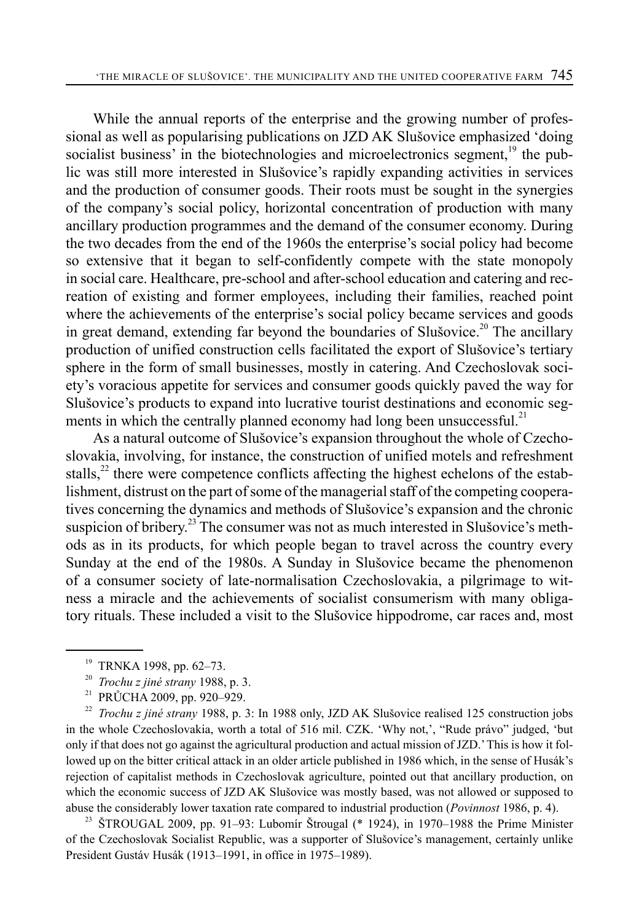While the annual reports of the enterprise and the growing number of professional as well as popularising publications on JZD AK Slušovice emphasized 'doing socialist business' in the biotechnologies and microelectronics segment,[19] the public was still more interested in Slušovice's rapidly expanding activities in services and the production of consumer goods. Their roots must be sought in the synergies of the company's social policy, horizontal concentration of production with many ancillary production programmes and the demand of the consumer economy. During the two decades from the end of the 1960s the enterprise's social policy had become so extensive that it began to self-confidently compete with the state monopoly in social care. Healthcare, pre-school and after-school education and catering and recreation of existing and former employees, including their families, reached point where the achievements of the enterprise's social policy became services and goods in great demand, extending far beyond the boundaries of Slušovice.[20] The ancillary production of unified construction cells facilitated the export of Slušovice's tertiary sphere in the form of small businesses, mostly in catering. And Czechoslovak society's voracious appetite for services and consumer goods quickly paved the way for Slušovice's products to expand into lucrative tourist destinations and economic segments in which the centrally planned economy had long been unsuccessful.[21]

As a natural outcome of Slušovice's expansion throughout the whole of Czechoslovakia, involving, for instance, the construction of unified motels and refreshment stalls,[22] there were competence conflicts affecting the highest echelons of the establishment, distrust on the part of some of the managerial staff of the competing cooperatives concerning the dynamics and methods of Slušovice's expansion and the chronic suspicion of bribery.[23] The consumer was not as much interested in Slušovice's methods as in its products, for which people began to travel across the country every Sunday at the end of the 1980s. A Sunday in Slušovice became the phenomenon of a consumer society of late-normalisation Czechoslovakia, a pilgrimage to witness a miracle and the achievements of socialist consumerism with many obligatory rituals. These included a visit to the Slušovice hippodrome, car races and, most

---

[19] TRNKA 1998, pp. 62–73.

[20] *Trochu z jiné strany* 1988, p. 3.

[21] PRŮCHA 2009, pp. 920–929.

[22] *Trochu z jiné strany* 1988, p. 3: In 1988 only, JZD AK Slušovice realised 125 construction jobs in the whole Czechoslovakia, worth a total of 516 mil. CZK. 'Why not,', "Rude právo" judged, 'but only if that does not go against the agricultural production and actual mission of JZD.' This is how it followed up on the bitter critical attack in an older article published in 1986 which, in the sense of Husák's rejection of capitalist methods in Czechoslovak agriculture, pointed out that ancillary production, on which the economic success of JZD AK Slušovice was mostly based, was not allowed or supposed to abuse the considerably lower taxation rate compared to industrial production (*Povinnost* 1986, p. 4).

[23] ŠTROUGAL 2009, pp. 91–93: Lubomír Štrougal (* 1924), in 1970–1988 the Prime Minister of the Czechoslovak Socialist Republic, was a supporter of Slušovice's management, certainly unlike President Gustáv Husák (1913–1991, in office in 1975–1989).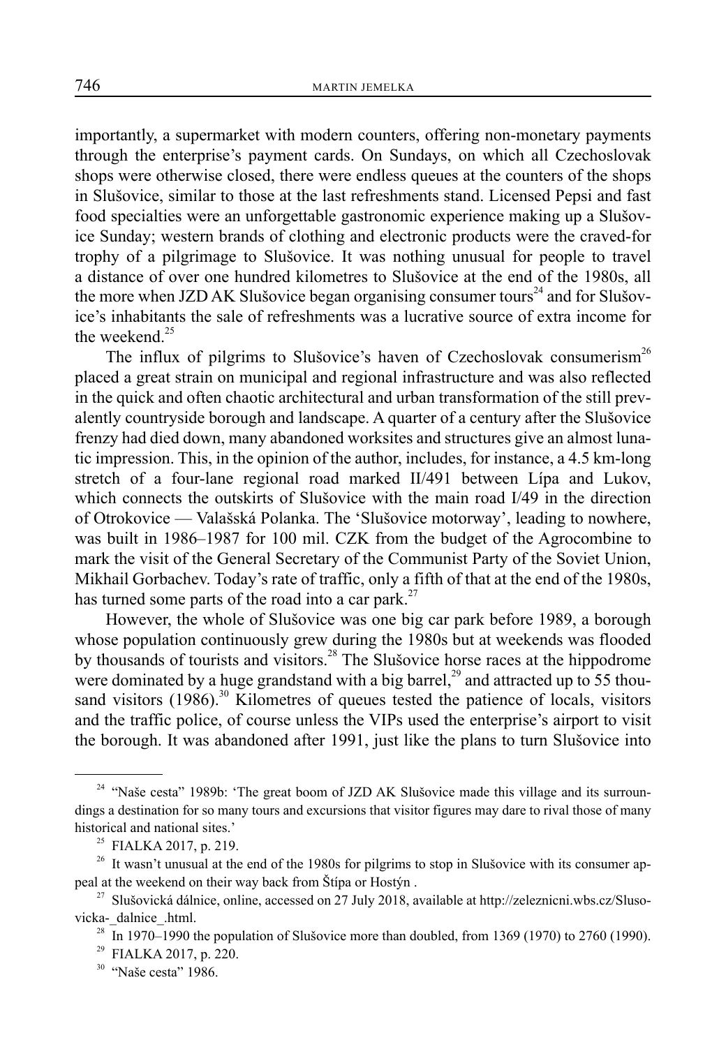importantly, a supermarket with modern counters, offering non-monetary payments through the enterprise's payment cards. On Sundays, on which all Czechoslovak shops were otherwise closed, there were endless queues at the counters of the shops in Slušovice, similar to those at the last refreshments stand. Licensed Pepsi and fast food specialties were an unforgettable gastronomic experience making up a Slušovice Sunday; western brands of clothing and electronic products were the craved-for trophy of a pilgrimage to Slušovice. It was nothing unusual for people to travel a distance of over one hundred kilometres to Slušovice at the end of the 1980s, all the more when JZD AK Slušovice began organising consumer tours[24] and for Slušovice's inhabitants the sale of refreshments was a lucrative source of extra income for the weekend.[25]

The influx of pilgrims to Slušovice's haven of Czechoslovak consumerism[26] placed a great strain on municipal and regional infrastructure and was also reflected in the quick and often chaotic architectural and urban transformation of the still prevalently countryside borough and landscape. A quarter of a century after the Slušovice frenzy had died down, many abandoned worksites and structures give an almost lunatic impression. This, in the opinion of the author, includes, for instance, a 4.5 km-long stretch of a four-lane regional road marked II/491 between Lípa and Lukov, which connects the outskirts of Slušovice with the main road I/49 in the direction of Otrokovice — Valašská Polanka. The 'Slušovice motorway', leading to nowhere, was built in 1986–1987 for 100 mil. CZK from the budget of the Agrocombine to mark the visit of the General Secretary of the Communist Party of the Soviet Union, Mikhail Gorbachev. Today's rate of traffic, only a fifth of that at the end of the 1980s, has turned some parts of the road into a car park.[27]

However, the whole of Slušovice was one big car park before 1989, a borough whose population continuously grew during the 1980s but at weekends was flooded by thousands of tourists and visitors.[28] The Slušovice horse races at the hippodrome were dominated by a huge grandstand with a big barrel,[29] and attracted up to 55 thousand visitors (1986).[30] Kilometres of queues tested the patience of locals, visitors and the traffic police, of course unless the VIPs used the enterprise's airport to visit the borough. It was abandoned after 1991, just like the plans to turn Slušovice into

---

[24] "Naše cesta" 1989b: 'The great boom of JZD AK Slušovice made this village and its surroundings a destination for so many tours and excursions that visitor figures may dare to rival those of many historical and national sites.'

[25] FIALKA 2017, p. 219.

[26] It wasn't unusual at the end of the 1980s for pilgrims to stop in Slušovice with its consumer appeal at the weekend on their way back from Štípa or Hostýn .

[27] Slušovická dálnice, online, accessed on 27 July 2018, available at http://zeleznicni.wbs.cz/Slusovicka-_dalnice_.html.

[28] In 1970–1990 the population of Slušovice more than doubled, from 1369 (1970) to 2760 (1990).

[29] FIALKA 2017, p. 220.

[30] "Naše cesta" 1986.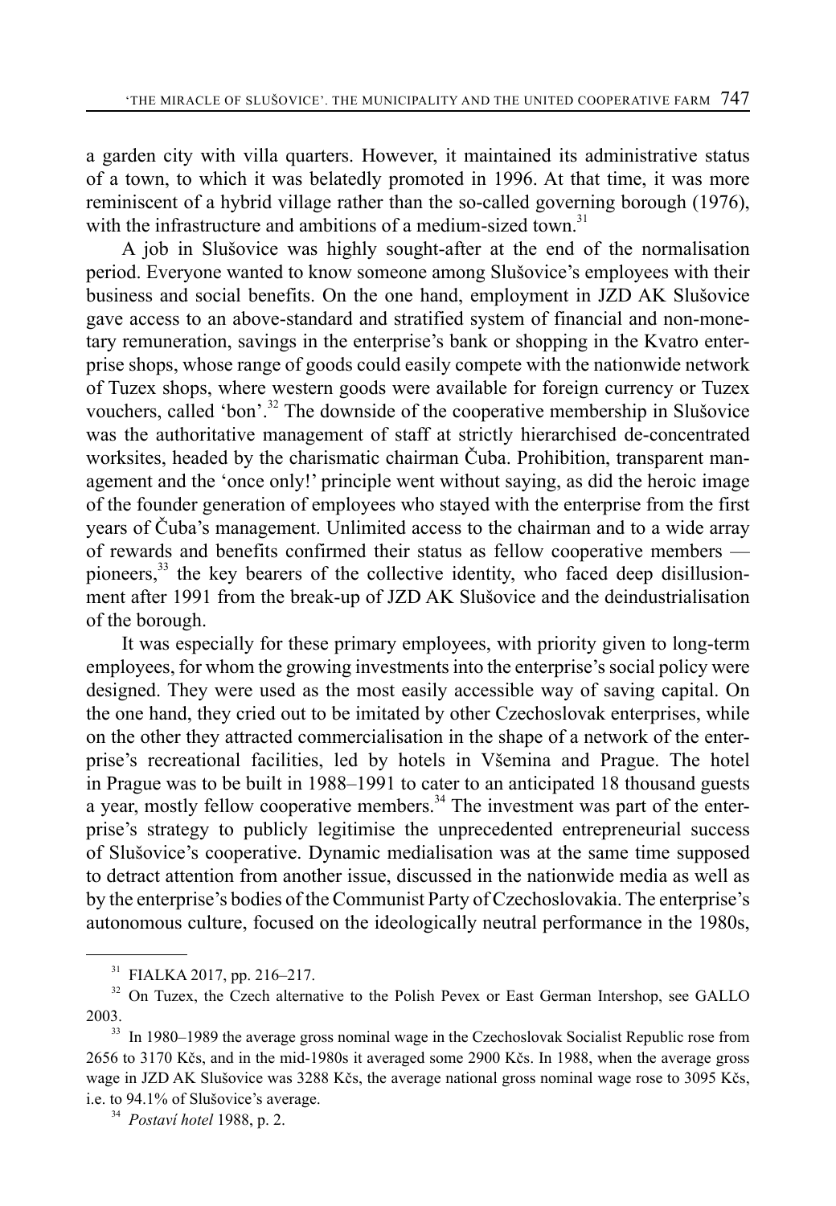a garden city with villa quarters. However, it maintained its administrative status of a town, to which it was belatedly promoted in 1996. At that time, it was more reminiscent of a hybrid village rather than the so-called governing borough (1976), with the infrastructure and ambitions of a medium-sized town.[31]

A job in Slušovice was highly sought-after at the end of the normalisation period. Everyone wanted to know someone among Slušovice's employees with their business and social benefits. On the one hand, employment in JZD AK Slušovice gave access to an above-standard and stratified system of financial and non-monetary remuneration, savings in the enterprise's bank or shopping in the Kvatro enterprise shops, whose range of goods could easily compete with the nationwide network of Tuzex shops, where western goods were available for foreign currency or Tuzex vouchers, called 'bon'.[32] The downside of the cooperative membership in Slušovice was the authoritative management of staff at strictly hierarchised de-concentrated worksites, headed by the charismatic chairman Čuba. Prohibition, transparent management and the 'once only!' principle went without saying, as did the heroic image of the founder generation of employees who stayed with the enterprise from the first years of Čuba's management. Unlimited access to the chairman and to a wide array of rewards and benefits confirmed their status as fellow cooperative members — pioneers,[33] the key bearers of the collective identity, who faced deep disillusionment after 1991 from the break-up of JZD AK Slušovice and the deindustrialisation of the borough.

It was especially for these primary employees, with priority given to long-term employees, for whom the growing investments into the enterprise's social policy were designed. They were used as the most easily accessible way of saving capital. On the one hand, they cried out to be imitated by other Czechoslovak enterprises, while on the other they attracted commercialisation in the shape of a network of the enterprise's recreational facilities, led by hotels in Všemina and Prague. The hotel in Prague was to be built in 1988–1991 to cater to an anticipated 18 thousand guests a year, mostly fellow cooperative members.[34] The investment was part of the enterprise's strategy to publicly legitimise the unprecedented entrepreneurial success of Slušovice's cooperative. Dynamic medialisation was at the same time supposed to detract attention from another issue, discussed in the nationwide media as well as by the enterprise's bodies of the Communist Party of Czechoslovakia. The enterprise's autonomous culture, focused on the ideologically neutral performance in the 1980s,

---

[31] FIALKA 2017, pp. 216–217.

[32] On Tuzex, the Czech alternative to the Polish Pevex or East German Intershop, see GALLO 2003.

[33] In 1980–1989 the average gross nominal wage in the Czechoslovak Socialist Republic rose from 2656 to 3170 Kčs, and in the mid-1980s it averaged some 2900 Kčs. In 1988, when the average gross wage in JZD AK Slušovice was 3288 Kčs, the average national gross nominal wage rose to 3095 Kčs, i.e. to 94.1% of Slušovice's average.

[34] *Postaví hotel* 1988, p. 2.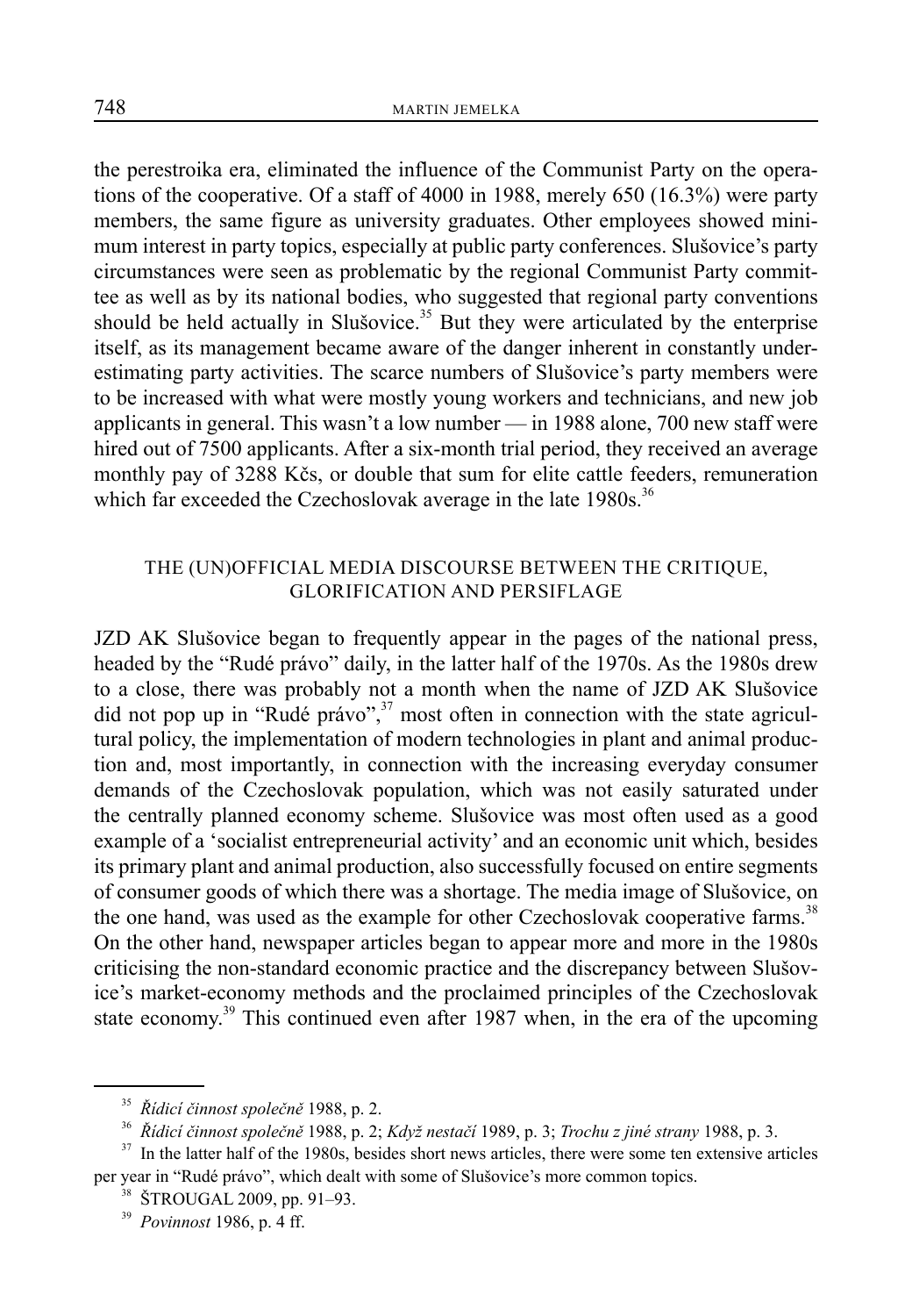the perestroika era, eliminated the influence of the Communist Party on the operations of the cooperative. Of a staff of 4000 in 1988, merely 650 (16.3%) were party members, the same figure as university graduates. Other employees showed minimum interest in party topics, especially at public party conferences. Slušovice's party circumstances were seen as problematic by the regional Communist Party committee as well as by its national bodies, who suggested that regional party conventions should be held actually in Slušovice.[35] But they were articulated by the enterprise itself, as its management became aware of the danger inherent in constantly underestimating party activities. The scarce numbers of Slušovice's party members were to be increased with what were mostly young workers and technicians, and new job applicants in general. This wasn't a low number — in 1988 alone, 700 new staff were hired out of 7500 applicants. After a six-month trial period, they received an average monthly pay of 3288 Kčs, or double that sum for elite cattle feeders, remuneration which far exceeded the Czechoslovak average in the late 1980s.[36]

## THE (UN)OFFICIAL MEDIA DISCOURSE BETWEEN THE CRITIQUE, GLORIFICATION AND PERSIFLAGE

JZD AK Slušovice began to frequently appear in the pages of the national press, headed by the "Rudé právo" daily, in the latter half of the 1970s. As the 1980s drew to a close, there was probably not a month when the name of JZD AK Slušovice did not pop up in "Rudé právo",[37] most often in connection with the state agricultural policy, the implementation of modern technologies in plant and animal production and, most importantly, in connection with the increasing everyday consumer demands of the Czechoslovak population, which was not easily saturated under the centrally planned economy scheme. Slušovice was most often used as a good example of a 'socialist entrepreneurial activity' and an economic unit which, besides its primary plant and animal production, also successfully focused on entire segments of consumer goods of which there was a shortage. The media image of Slušovice, on the one hand, was used as the example for other Czechoslovak cooperative farms.[38] On the other hand, newspaper articles began to appear more and more in the 1980s criticising the non-standard economic practice and the discrepancy between Slušovice's market-economy methods and the proclaimed principles of the Czechoslovak state economy.[39] This continued even after 1987 when, in the era of the upcoming

---

[35] *Řídicí činnost společně* 1988, p. 2.

[36] *Řídicí činnost společně* 1988, p. 2; *Když nestačí* 1989, p. 3; *Trochu z jiné strany* 1988, p. 3.

[37] In the latter half of the 1980s, besides short news articles, there were some ten extensive articles per year in "Rudé právo", which dealt with some of Slušovice's more common topics.

[38] ŠTROUGAL 2009, pp. 91–93.

[39] *Povinnost* 1986, p. 4 ff.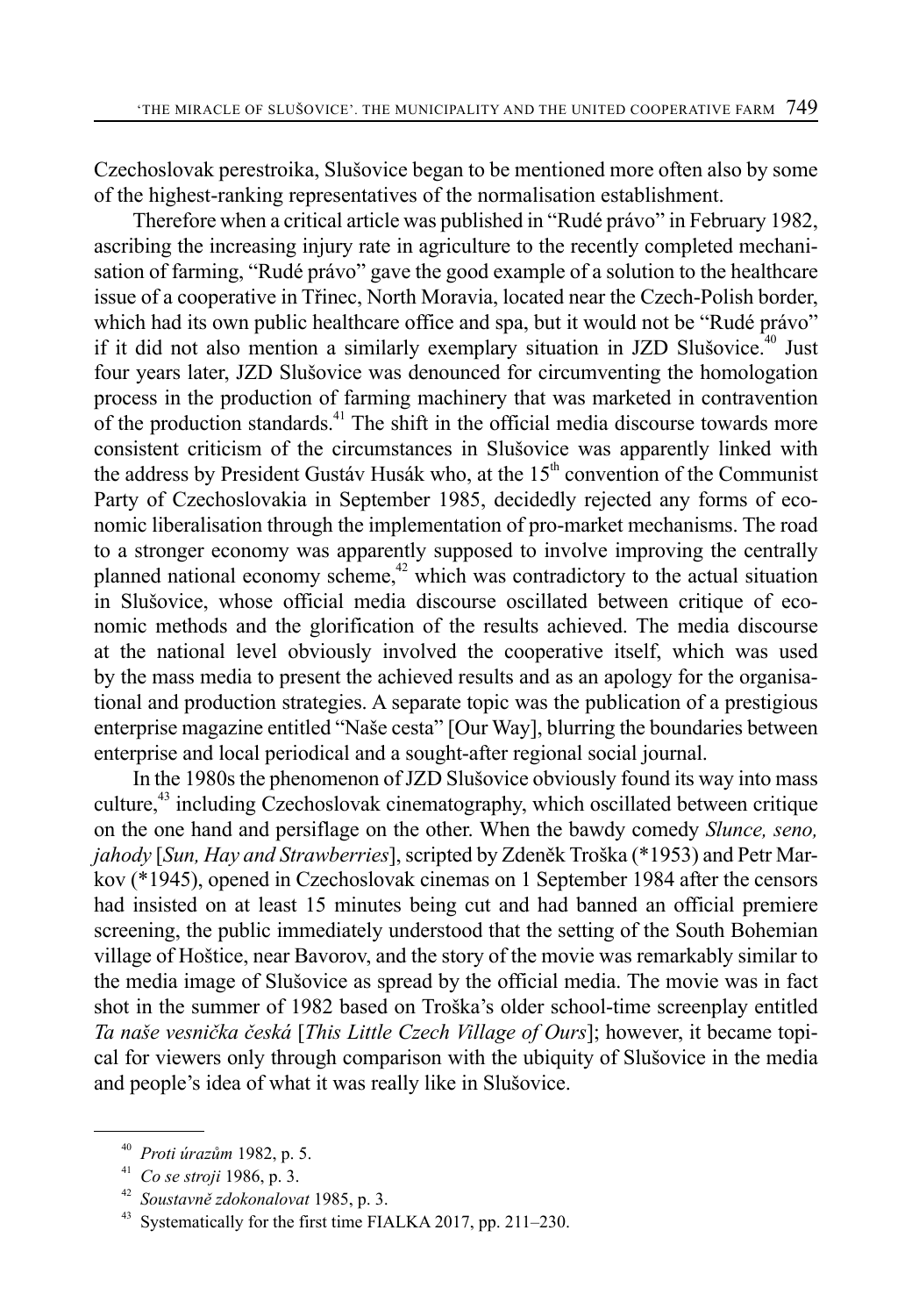Czechoslovak perestroika, Slušovice began to be mentioned more often also by some of the highest-ranking representatives of the normalisation establishment.

Therefore when a critical article was published in "Rudé právo" in February 1982, ascribing the increasing injury rate in agriculture to the recently completed mechanisation of farming, "Rudé právo" gave the good example of a solution to the healthcare issue of a cooperative in Třinec, North Moravia, located near the Czech-Polish border, which had its own public healthcare office and spa, but it would not be "Rudé právo" if it did not also mention a similarly exemplary situation in JZD Slušovice.[40] Just four years later, JZD Slušovice was denounced for circumventing the homologation process in the production of farming machinery that was marketed in contravention of the production standards.[41] The shift in the official media discourse towards more consistent criticism of the circumstances in Slušovice was apparently linked with the address by President Gustáv Husák who, at the 15th convention of the Communist Party of Czechoslovakia in September 1985, decidedly rejected any forms of economic liberalisation through the implementation of pro-market mechanisms. The road to a stronger economy was apparently supposed to involve improving the centrally planned national economy scheme,[42] which was contradictory to the actual situation in Slušovice, whose official media discourse oscillated between critique of economic methods and the glorification of the results achieved. The media discourse at the national level obviously involved the cooperative itself, which was used by the mass media to present the achieved results and as an apology for the organisational and production strategies. A separate topic was the publication of a prestigious enterprise magazine entitled "Naše cesta" [Our Way], blurring the boundaries between enterprise and local periodical and a sought-after regional social journal.

In the 1980s the phenomenon of JZD Slušovice obviously found its way into mass culture,[43] including Czechoslovak cinematography, which oscillated between critique on the one hand and persiflage on the other. When the bawdy comedy *Slunce, seno, jahody* [*Sun, Hay and Strawberries*], scripted by Zdeněk Troška (*1953) and Petr Markov (*1945), opened in Czechoslovak cinemas on 1 September 1984 after the censors had insisted on at least 15 minutes being cut and had banned an official premiere screening, the public immediately understood that the setting of the South Bohemian village of Hoštice, near Bavorov, and the story of the movie was remarkably similar to the media image of Slušovice as spread by the official media. The movie was in fact shot in the summer of 1982 based on Troška's older school-time screenplay entitled *Ta naše vesnička česká* [*This Little Czech Village of Ours*]; however, it became topical for viewers only through comparison with the ubiquity of Slušovice in the media and people's idea of what it was really like in Slušovice.

---

[40] *Proti úrazům* 1982, p. 5.

[41] *Co se stroji* 1986, p. 3.

[42] *Soustavně zdokonalovat* 1985, p. 3.

[43] Systematically for the first time FIALKA 2017, pp. 211–230.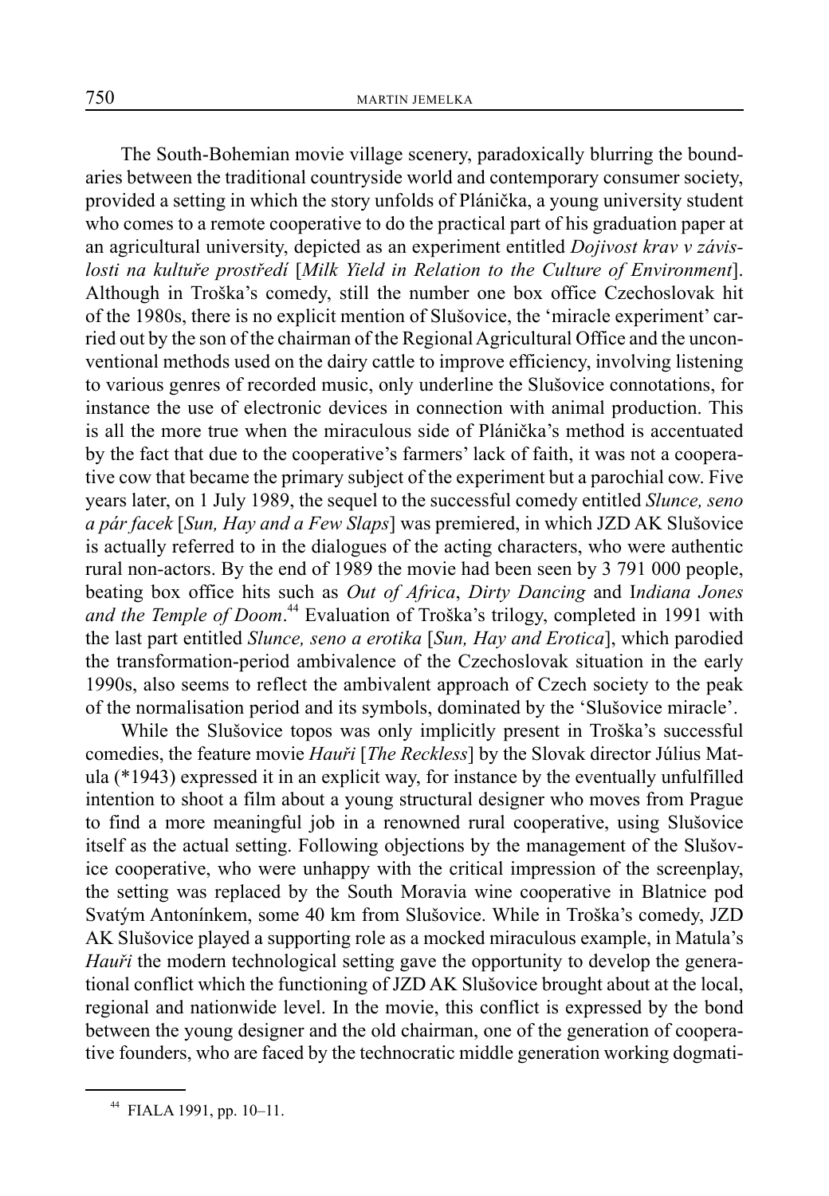The South-Bohemian movie village scenery, paradoxically blurring the boundaries between the traditional countryside world and contemporary consumer society, provided a setting in which the story unfolds of Plánička, a young university student who comes to a remote cooperative to do the practical part of his graduation paper at an agricultural university, depicted as an experiment entitled *Dojivost krav v závislosti na kultuře prostředí* [*Milk Yield in Relation to the Culture of Environment*]. Although in Troška's comedy, still the number one box office Czechoslovak hit of the 1980s, there is no explicit mention of Slušovice, the 'miracle experiment' carried out by the son of the chairman of the Regional Agricultural Office and the unconventional methods used on the dairy cattle to improve efficiency, involving listening to various genres of recorded music, only underline the Slušovice connotations, for instance the use of electronic devices in connection with animal production. This is all the more true when the miraculous side of Plánička's method is accentuated by the fact that due to the cooperative's farmers' lack of faith, it was not a cooperative cow that became the primary subject of the experiment but a parochial cow. Five years later, on 1 July 1989, the sequel to the successful comedy entitled *Slunce, seno a pár facek* [*Sun, Hay and a Few Slaps*] was premiered, in which JZD AK Slušovice is actually referred to in the dialogues of the acting characters, who were authentic rural non-actors. By the end of 1989 the movie had been seen by 3 791 000 people, beating box office hits such as *Out of Africa*, *Dirty Dancing* and I*ndiana Jones and the Temple of Doom*.[44] Evaluation of Troška's trilogy, completed in 1991 with the last part entitled *Slunce, seno a erotika* [*Sun, Hay and Erotica*], which parodied the transformation-period ambivalence of the Czechoslovak situation in the early 1990s, also seems to reflect the ambivalent approach of Czech society to the peak of the normalisation period and its symbols, dominated by the 'Slušovice miracle'.

While the Slušovice topos was only implicitly present in Troška's successful comedies, the feature movie *Hauři* [*The Reckless*] by the Slovak director Július Matula (*1943) expressed it in an explicit way, for instance by the eventually unfulfilled intention to shoot a film about a young structural designer who moves from Prague to find a more meaningful job in a renowned rural cooperative, using Slušovice itself as the actual setting. Following objections by the management of the Slušovice cooperative, who were unhappy with the critical impression of the screenplay, the setting was replaced by the South Moravia wine cooperative in Blatnice pod Svatým Antonínkem, some 40 km from Slušovice. While in Troška's comedy, JZD AK Slušovice played a supporting role as a mocked miraculous example, in Matula's *Hauři* the modern technological setting gave the opportunity to develop the generational conflict which the functioning of JZD AK Slušovice brought about at the local, regional and nationwide level. In the movie, this conflict is expressed by the bond between the young designer and the old chairman, one of the generation of cooperative founders, who are faced by the technocratic middle generation working dogmati-

[44] FIALA 1991, pp. 10–11.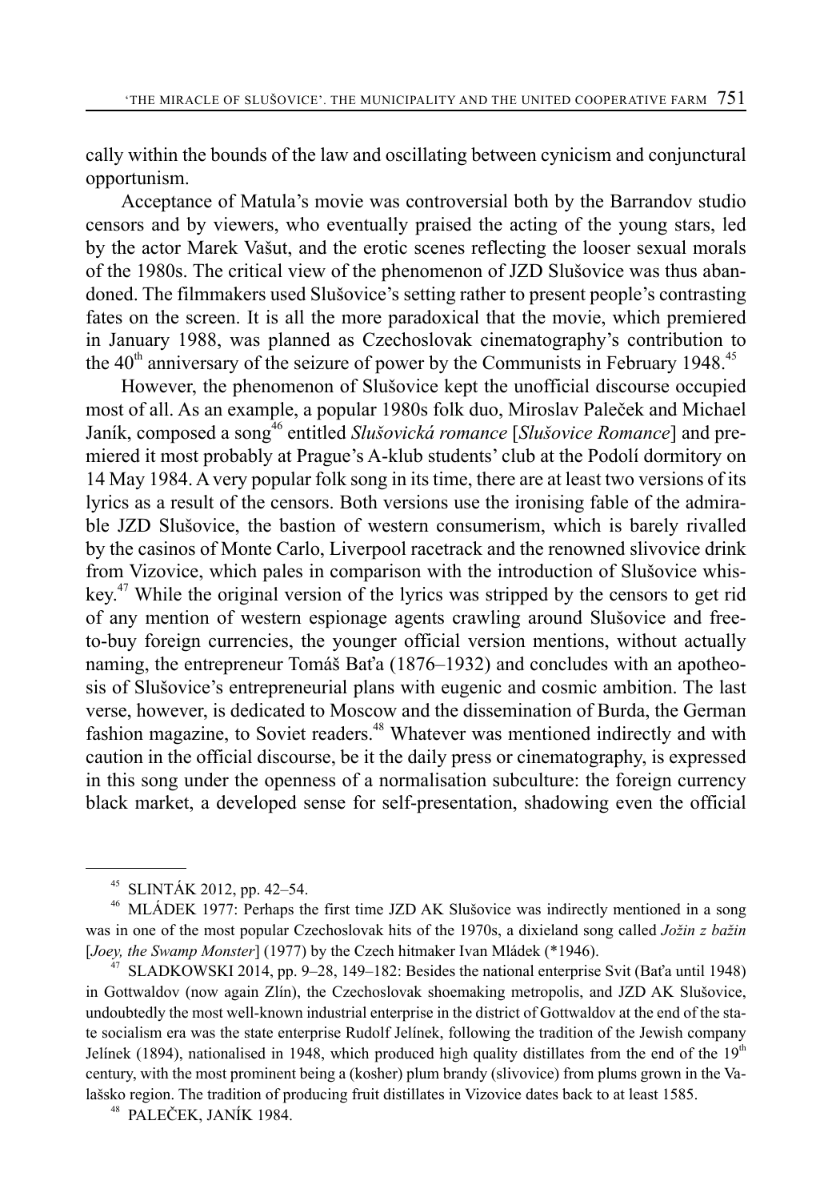cally within the bounds of the law and oscillating between cynicism and conjunctural opportunism.

Acceptance of Matula's movie was controversial both by the Barrandov studio censors and by viewers, who eventually praised the acting of the young stars, led by the actor Marek Vašut, and the erotic scenes reflecting the looser sexual morals of the 1980s. The critical view of the phenomenon of JZD Slušovice was thus abandoned. The filmmakers used Slušovice's setting rather to present people's contrasting fates on the screen. It is all the more paradoxical that the movie, which premiered in January 1988, was planned as Czechoslovak cinematography's contribution to the 40$^{th}$ anniversary of the seizure of power by the Communists in February 1948.[45]

However, the phenomenon of Slušovice kept the unofficial discourse occupied most of all. As an example, a popular 1980s folk duo, Miroslav Paleček and Michael Janík, composed a song[46] entitled *Slušovická romance* [*Slušovice Romance*] and premiered it most probably at Prague's A-klub students' club at the Podolí dormitory on 14 May 1984. A very popular folk song in its time, there are at least two versions of its lyrics as a result of the censors. Both versions use the ironising fable of the admirable JZD Slušovice, the bastion of western consumerism, which is barely rivalled by the casinos of Monte Carlo, Liverpool racetrack and the renowned slivovice drink from Vizovice, which pales in comparison with the introduction of Slušovice whiskey.[47] While the original version of the lyrics was stripped by the censors to get rid of any mention of western espionage agents crawling around Slušovice and free-to-buy foreign currencies, the younger official version mentions, without actually naming, the entrepreneur Tomáš Baťa (1876–1932) and concludes with an apotheosis of Slušovice's entrepreneurial plans with eugenic and cosmic ambition. The last verse, however, is dedicated to Moscow and the dissemination of Burda, the German fashion magazine, to Soviet readers.[48] Whatever was mentioned indirectly and with caution in the official discourse, be it the daily press or cinematography, is expressed in this song under the openness of a normalisation subculture: the foreign currency black market, a developed sense for self-presentation, shadowing even the official

---

[45] SLINTÁK 2012, pp. 42–54.

[46] MLÁDEK 1977: Perhaps the first time JZD AK Slušovice was indirectly mentioned in a song was in one of the most popular Czechoslovak hits of the 1970s, a dixieland song called *Jožin z bažin* [*Joey, the Swamp Monster*] (1977) by the Czech hitmaker Ivan Mládek (*1946).

[47] SLADKOWSKI 2014, pp. 9–28, 149–182: Besides the national enterprise Svit (Baťa until 1948) in Gottwaldov (now again Zlín), the Czechoslovak shoemaking metropolis, and JZD AK Slušovice, undoubtedly the most well-known industrial enterprise in the district of Gottwaldov at the end of the state socialism era was the state enterprise Rudolf Jelínek, following the tradition of the Jewish company Jelínek (1894), nationalised in 1948, which produced high quality distillates from the end of the 19$^{th}$ century, with the most prominent being a (kosher) plum brandy (slivovice) from plums grown in the Valašsko region. The tradition of producing fruit distillates in Vizovice dates back to at least 1585.

[48] PALEČEK, JANÍK 1984.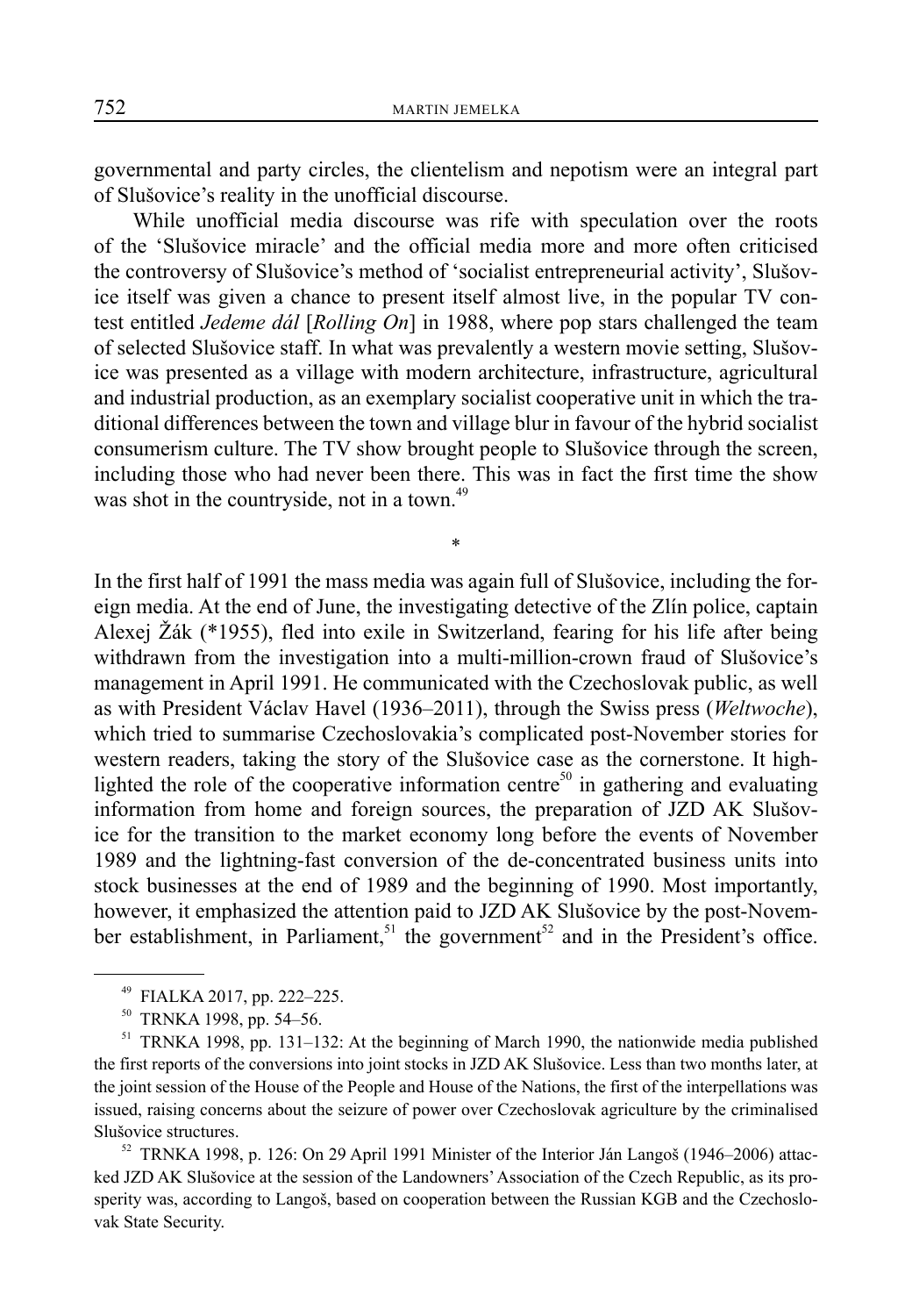governmental and party circles, the clientelism and nepotism were an integral part of Slušovice's reality in the unofficial discourse.

While unofficial media discourse was rife with speculation over the roots of the 'Slušovice miracle' and the official media more and more often criticised the controversy of Slušovice's method of 'socialist entrepreneurial activity', Slušovice itself was given a chance to present itself almost live, in the popular TV contest entitled *Jedeme dál* [*Rolling On*] in 1988, where pop stars challenged the team of selected Slušovice staff. In what was prevalently a western movie setting, Slušovice was presented as a village with modern architecture, infrastructure, agricultural and industrial production, as an exemplary socialist cooperative unit in which the traditional differences between the town and village blur in favour of the hybrid socialist consumerism culture. The TV show brought people to Slušovice through the screen, including those who had never been there. This was in fact the first time the show was shot in the countryside, not in a town.[49]

*

In the first half of 1991 the mass media was again full of Slušovice, including the foreign media. At the end of June, the investigating detective of the Zlín police, captain Alexej Žák (*1955), fled into exile in Switzerland, fearing for his life after being withdrawn from the investigation into a multi-million-crown fraud of Slušovice's management in April 1991. He communicated with the Czechoslovak public, as well as with President Václav Havel (1936–2011), through the Swiss press (*Weltwoche*), which tried to summarise Czechoslovakia's complicated post-November stories for western readers, taking the story of the Slušovice case as the cornerstone. It highlighted the role of the cooperative information centre[50] in gathering and evaluating information from home and foreign sources, the preparation of JZD AK Slušovice for the transition to the market economy long before the events of November 1989 and the lightning-fast conversion of the de-concentrated business units into stock businesses at the end of 1989 and the beginning of 1990. Most importantly, however, it emphasized the attention paid to JZD AK Slušovice by the post-November establishment, in Parliament,[51] the government[52] and in the President's office.

---

[49] FIALKA 2017, pp. 222–225.

[50] TRNKA 1998, pp. 54–56.

[51] TRNKA 1998, pp. 131–132: At the beginning of March 1990, the nationwide media published the first reports of the conversions into joint stocks in JZD AK Slušovice. Less than two months later, at the joint session of the House of the People and House of the Nations, the first of the interpellations was issued, raising concerns about the seizure of power over Czechoslovak agriculture by the criminalised Slušovice structures.

[52] TRNKA 1998, p. 126: On 29 April 1991 Minister of the Interior Ján Langoš (1946–2006) attacked JZD AK Slušovice at the session of the Landowners' Association of the Czech Republic, as its prosperity was, according to Langoš, based on cooperation between the Russian KGB and the Czechoslovak State Security.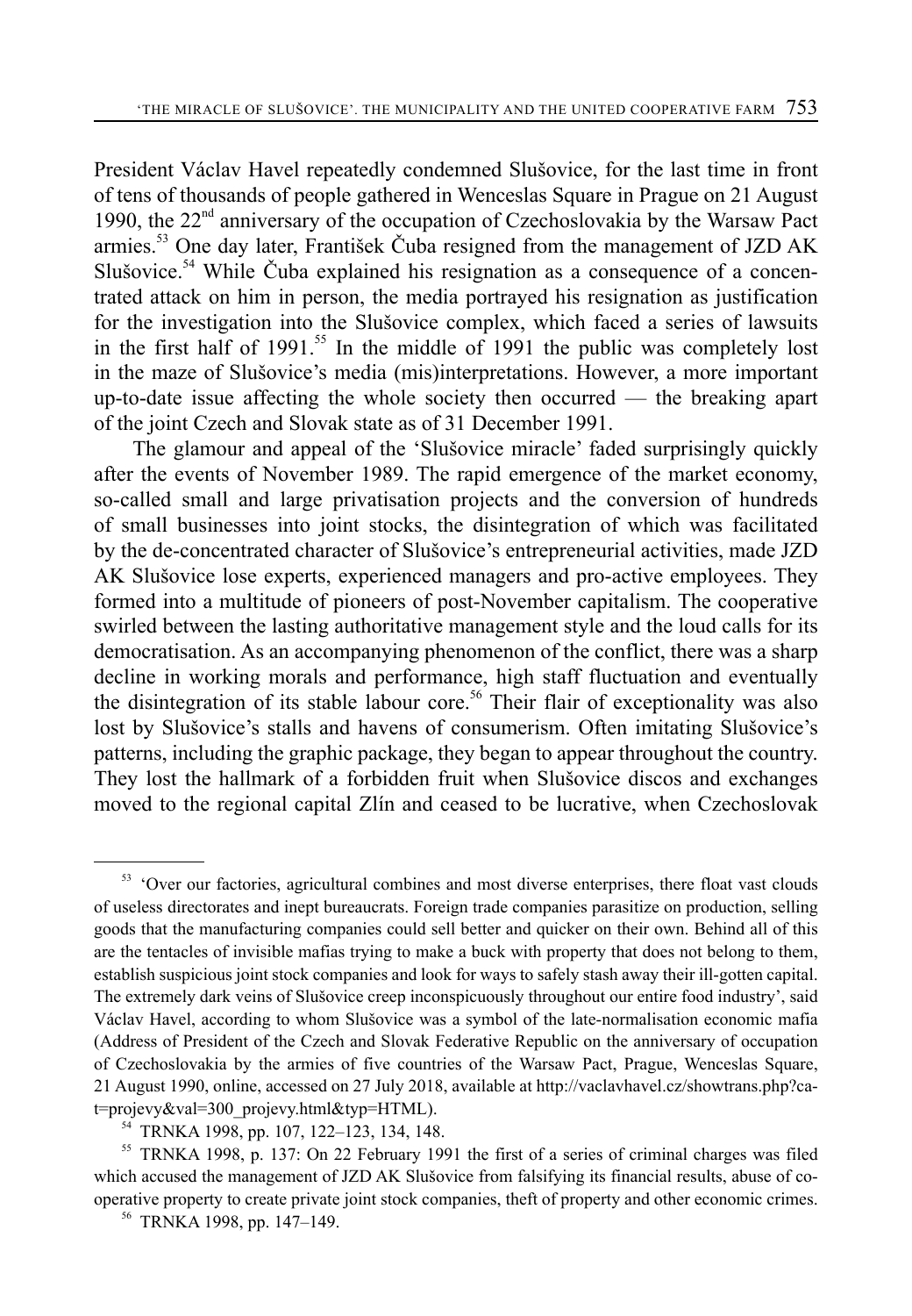President Václav Havel repeatedly condemned Slušovice, for the last time in front of tens of thousands of people gathered in Wenceslas Square in Prague on 21 August 1990, the 22nd anniversary of the occupation of Czechoslovakia by the Warsaw Pact armies.[53] One day later, František Čuba resigned from the management of JZD AK Slušovice.[54] While Čuba explained his resignation as a consequence of a concentrated attack on him in person, the media portrayed his resignation as justification for the investigation into the Slušovice complex, which faced a series of lawsuits in the first half of 1991.[55] In the middle of 1991 the public was completely lost in the maze of Slušovice's media (mis)interpretations. However, a more important up-to-date issue affecting the whole society then occurred — the breaking apart of the joint Czech and Slovak state as of 31 December 1991.

The glamour and appeal of the 'Slušovice miracle' faded surprisingly quickly after the events of November 1989. The rapid emergence of the market economy, so-called small and large privatisation projects and the conversion of hundreds of small businesses into joint stocks, the disintegration of which was facilitated by the de-concentrated character of Slušovice's entrepreneurial activities, made JZD AK Slušovice lose experts, experienced managers and pro-active employees. They formed into a multitude of pioneers of post-November capitalism. The cooperative swirled between the lasting authoritative management style and the loud calls for its democratisation. As an accompanying phenomenon of the conflict, there was a sharp decline in working morals and performance, high staff fluctuation and eventually the disintegration of its stable labour core.[56] Their flair of exceptionality was also lost by Slušovice's stalls and havens of consumerism. Often imitating Slušovice's patterns, including the graphic package, they began to appear throughout the country. They lost the hallmark of a forbidden fruit when Slušovice discos and exchanges moved to the regional capital Zlín and ceased to be lucrative, when Czechoslovak

---

[53] 'Over our factories, agricultural combines and most diverse enterprises, there float vast clouds of useless directorates and inept bureaucrats. Foreign trade companies parasitize on production, selling goods that the manufacturing companies could sell better and quicker on their own. Behind all of this are the tentacles of invisible mafias trying to make a buck with property that does not belong to them, establish suspicious joint stock companies and look for ways to safely stash away their ill-gotten capital. The extremely dark veins of Slušovice creep inconspicuously throughout our entire food industry', said Václav Havel, according to whom Slušovice was a symbol of the late-normalisation economic mafia (Address of President of the Czech and Slovak Federative Republic on the anniversary of occupation of Czechoslovakia by the armies of five countries of the Warsaw Pact, Prague, Wenceslas Square, 21 August 1990, online, accessed on 27 July 2018, available at http://vaclavhavel.cz/showtrans.php?cat=projevy&val=300_projevy.html&typ=HTML).

[54] TRNKA 1998, pp. 107, 122–123, 134, 148.

[55] TRNKA 1998, p. 137: On 22 February 1991 the first of a series of criminal charges was filed which accused the management of JZD AK Slušovice from falsifying its financial results, abuse of cooperative property to create private joint stock companies, theft of property and other economic crimes.

[56] TRNKA 1998, pp. 147–149.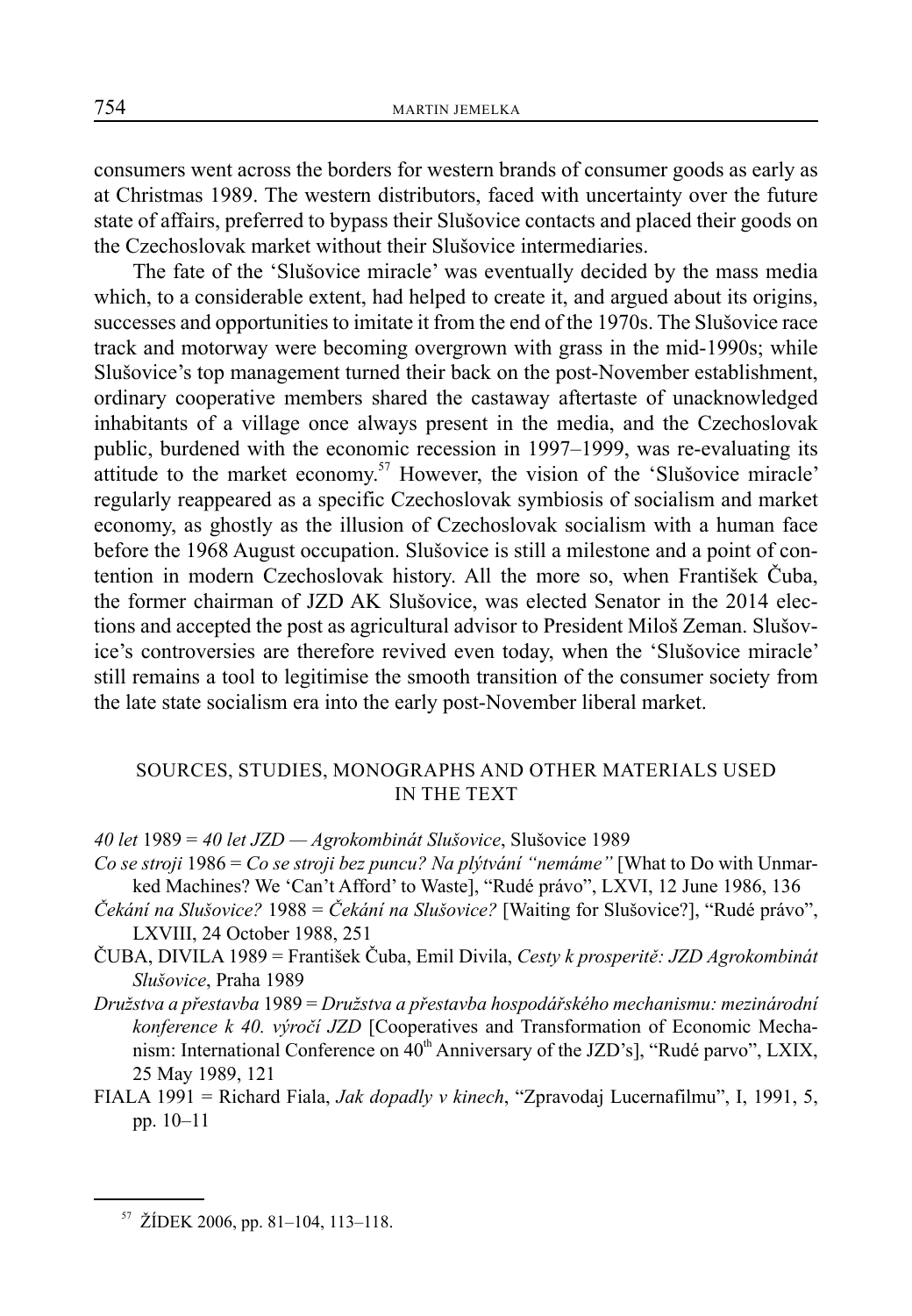consumers went across the borders for western brands of consumer goods as early as at Christmas 1989. The western distributors, faced with uncertainty over the future state of affairs, preferred to bypass their Slušovice contacts and placed their goods on the Czechoslovak market without their Slušovice intermediaries.

The fate of the 'Slušovice miracle' was eventually decided by the mass media which, to a considerable extent, had helped to create it, and argued about its origins, successes and opportunities to imitate it from the end of the 1970s. The Slušovice race track and motorway were becoming overgrown with grass in the mid-1990s; while Slušovice's top management turned their back on the post-November establishment, ordinary cooperative members shared the castaway aftertaste of unacknowledged inhabitants of a village once always present in the media, and the Czechoslovak public, burdened with the economic recession in 1997–1999, was re-evaluating its attitude to the market economy.[57] However, the vision of the 'Slušovice miracle' regularly reappeared as a specific Czechoslovak symbiosis of socialism and market economy, as ghostly as the illusion of Czechoslovak socialism with a human face before the 1968 August occupation. Slušovice is still a milestone and a point of contention in modern Czechoslovak history. All the more so, when František Čuba, the former chairman of JZD AK Slušovice, was elected Senator in the 2014 elections and accepted the post as agricultural advisor to President Miloš Zeman. Slušovice's controversies are therefore revived even today, when the 'Slušovice miracle' still remains a tool to legitimise the smooth transition of the consumer society from the late state socialism era into the early post-November liberal market.

## SOURCES, STUDIES, MONOGRAPHS AND OTHER MATERIALS USED IN THE TEXT

*40 let* 1989 = *40 let JZD — Agrokombinát Slušovice*, Slušovice 1989

*Co se stroji* 1986 = *Co se stroji bez puncu? Na plýtvání "nemáme"* [What to Do with Unmarked Machines? We 'Can't Afford' to Waste], "Rudé právo", LXVI, 12 June 1986, 136

*Čekání na Slušovice?* 1988 = *Čekání na Slušovice?* [Waiting for Slušovice?], "Rudé právo", LXVIII, 24 October 1988, 251

ČUBA, DIVILA 1989 = František Čuba, Emil Divila, *Cesty k prosperitě: JZD Agrokombinát Slušovice*, Praha 1989

*Družstva a přestavba* 1989 = *Družstva a přestavba hospodářského mechanismu: mezinárodní konference k 40. výročí JZD* [Cooperatives and Transformation of Economic Mechanism: International Conference on 40th Anniversary of the JZD's], "Rudé parvo", LXIX, 25 May 1989, 121

FIALA 1991 = Richard Fiala, *Jak dopadly v kinech*, "Zpravodaj Lucernafilmu", I, 1991, 5, pp. 10–11

---

[57] ŽÍDEK 2006, pp. 81–104, 113–118.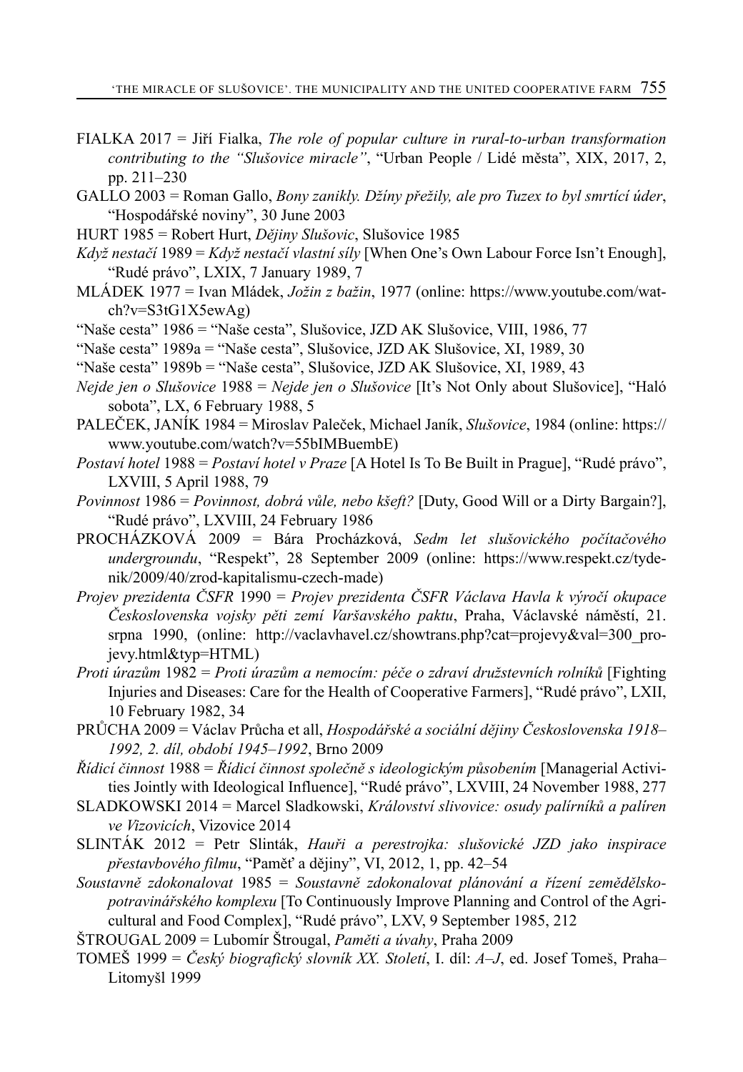FIALKA 2017 = Jiří Fialka, *The role of popular culture in rural-to-urban transformation contributing to the "Slušovice miracle"*, "Urban People / Lidé města", XIX, 2017, 2, pp. 211–230

GALLO 2003 = Roman Gallo, *Bony zanikly. Džíny přežily, ale pro Tuzex to byl smrtící úder*, "Hospodářské noviny", 30 June 2003

HURT 1985 = Robert Hurt, *Dějiny Slušovic*, Slušovice 1985

*Když nestačí* 1989 = *Když nestačí vlastní síly* [When One's Own Labour Force Isn't Enough], "Rudé právo", LXIX, 7 January 1989, 7

MLÁDEK 1977 = Ivan Mládek, *Jožin z bažin*, 1977 (online: https://www.youtube.com/watch?v=S3tG1X5ewAg)

"Naše cesta" 1986 = "Naše cesta", Slušovice, JZD AK Slušovice, VIII, 1986, 77

"Naše cesta" 1989a = "Naše cesta", Slušovice, JZD AK Slušovice, XI, 1989, 30

"Naše cesta" 1989b = "Naše cesta", Slušovice, JZD AK Slušovice, XI, 1989, 43

*Nejde jen o Slušovice* 1988 = *Nejde jen o Slušovice* [It's Not Only about Slušovice], "Haló sobota", LX, 6 February 1988, 5

PALEČEK, JANÍK 1984 = Miroslav Paleček, Michael Janík, *Slušovice*, 1984 (online: https://www.youtube.com/watch?v=55bIMBuembE)

*Postaví hotel* 1988 = *Postaví hotel v Praze* [A Hotel Is To Be Built in Prague], "Rudé právo", LXVIII, 5 April 1988, 79

*Povinnost* 1986 = *Povinnost, dobrá vůle, nebo kšeft?* [Duty, Good Will or a Dirty Bargain?], "Rudé právo", LXVIII, 24 February 1986

PROCHÁZKOVÁ 2009 = Bára Procházková, *Sedm let slušovického počítačového undergroundu*, "Respekt", 28 September 2009 (online: https://www.respekt.cz/tydenik/2009/40/zrod-kapitalismu-czech-made)

*Projev prezidenta ČSFR* 1990 = *Projev prezidenta ČSFR Václava Havla k výročí okupace Československa vojsky pěti zemí Varšavského paktu*, Praha, Václavské náměstí, 21. srpna 1990, (online: http://vaclavhavel.cz/showtrans.php?cat=projevy&val=300_projevy.html&typ=HTML)

*Proti úrazům* 1982 = *Proti úrazům a nemocím: péče o zdraví družstevních rolníků* [Fighting Injuries and Diseases: Care for the Health of Cooperative Farmers], "Rudé právo", LXII, 10 February 1982, 34

PRŮCHA 2009 = Václav Průcha et all, *Hospodářské a sociální dějiny Československa 1918–1992, 2. díl, období 1945–1992*, Brno 2009

*Řídicí činnost* 1988 = *Řídicí činnost společně s ideologickým působením* [Managerial Activities Jointly with Ideological Influence], "Rudé právo", LXVIII, 24 November 1988, 277

SLADKOWSKI 2014 = Marcel Sladkowski, *Království slivovice: osudy palírníků a palíren ve Vizovicích*, Vizovice 2014

SLINTÁK 2012 = Petr Slinták, *Hauři a perestrojka: slušovické JZD jako inspirace přestavbového filmu*, "Paměť a dějiny", VI, 2012, 1, pp. 42–54

*Soustavně zdokonalovat* 1985 = *Soustavně zdokonalovat plánování a řízení zemědělsko-potravinářského komplexu* [To Continuously Improve Planning and Control of the Agricultural and Food Complex], "Rudé právo", LXV, 9 September 1985, 212

ŠTROUGAL 2009 = Lubomír Štrougal, *Paměti a úvahy*, Praha 2009

TOMEŠ 1999 = *Český biografický slovník XX. Století*, I. díl: *A–J*, ed. Josef Tomeš, Praha–Litomyšl 1999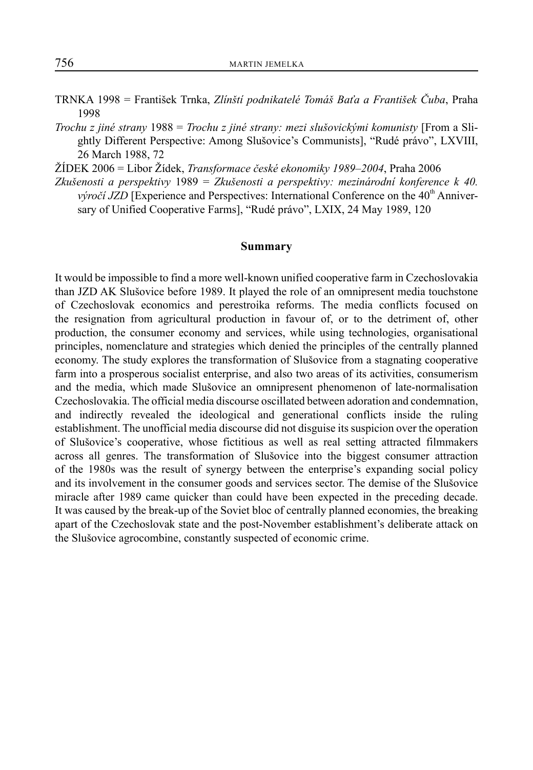TRNKA 1998 = František Trnka, *Zlínští podnikatelé Tomáš Baťa a František Čuba*, Praha 1998

*Trochu z jiné strany* 1988 = *Trochu z jiné strany: mezi slušovickými komunisty* [From a Slightly Different Perspective: Among Slušovice's Communists], "Rudé právo", LXVIII, 26 March 1988, 72

ŽÍDEK 2006 = Libor Žídek, *Transformace české ekonomiky 1989–2004*, Praha 2006

*Zkušenosti a perspektivy* 1989 = *Zkušenosti a perspektivy: mezinárodní konference k 40. výročí JZD* [Experience and Perspectives: International Conference on the 40th Anniversary of Unified Cooperative Farms], "Rudé právo", LXIX, 24 May 1989, 120

## Summary

It would be impossible to find a more well-known unified cooperative farm in Czechoslovakia than JZD AK Slušovice before 1989. It played the role of an omnipresent media touchstone of Czechoslovak economics and perestroika reforms. The media conflicts focused on the resignation from agricultural production in favour of, or to the detriment of, other production, the consumer economy and services, while using technologies, organisational principles, nomenclature and strategies which denied the principles of the centrally planned economy. The study explores the transformation of Slušovice from a stagnating cooperative farm into a prosperous socialist enterprise, and also two areas of its activities, consumerism and the media, which made Slušovice an omnipresent phenomenon of late-normalisation Czechoslovakia. The official media discourse oscillated between adoration and condemnation, and indirectly revealed the ideological and generational conflicts inside the ruling establishment. The unofficial media discourse did not disguise its suspicion over the operation of Slušovice's cooperative, whose fictitious as well as real setting attracted filmmakers across all genres. The transformation of Slušovice into the biggest consumer attraction of the 1980s was the result of synergy between the enterprise's expanding social policy and its involvement in the consumer goods and services sector. The demise of the Slušovice miracle after 1989 came quicker than could have been expected in the preceding decade. It was caused by the break-up of the Soviet bloc of centrally planned economies, the breaking apart of the Czechoslovak state and the post-November establishment's deliberate attack on the Slušovice agrocombine, constantly suspected of economic crime.